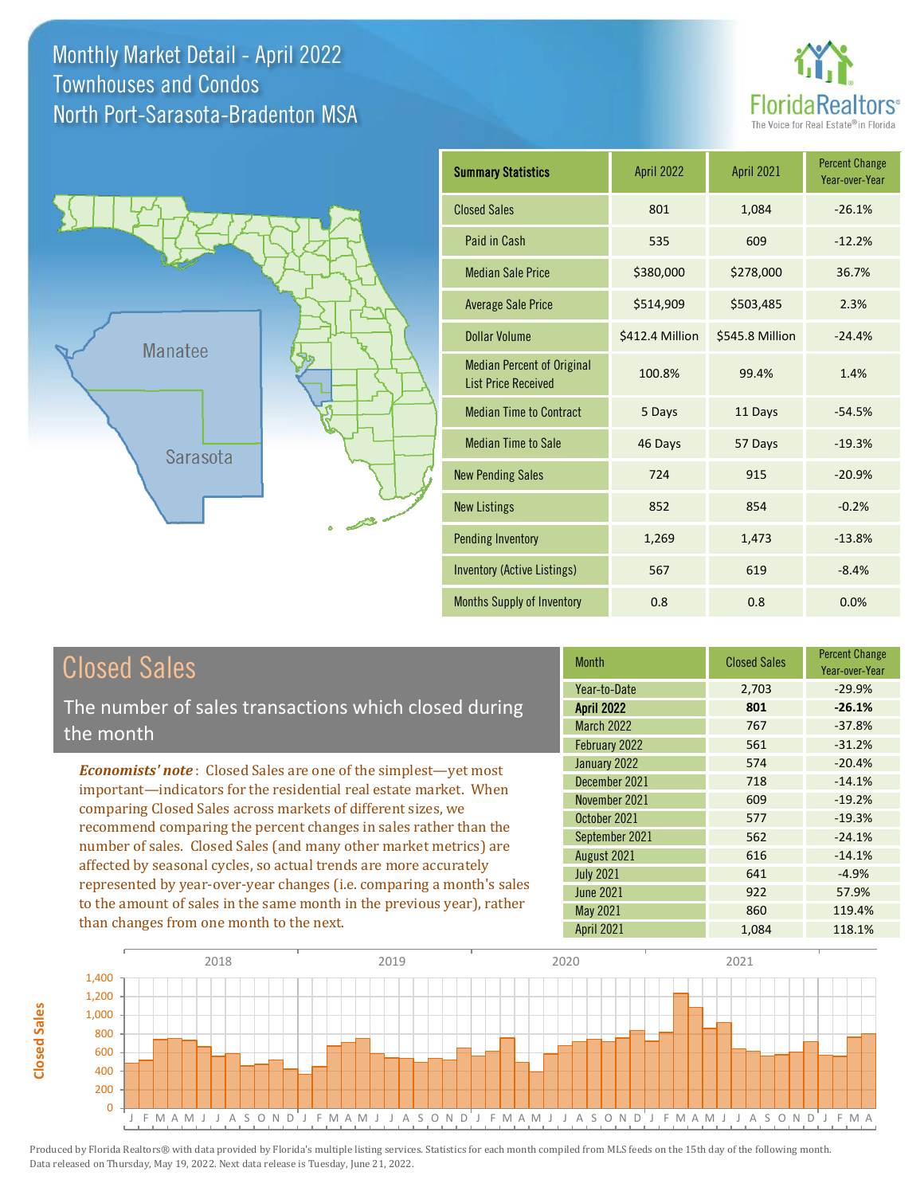# Monthly Market Detail - April 2022
## Townhouses and Condos
## North Port-Sarasota-Bradenton MSA

| Summary Statistics | April 2022 | April 2021 | Percent Change Year-over-Year |
|---|---|---|---|
| Closed Sales | 801 | 1,084 | -26.1% |
| Paid in Cash | 535 | 609 | -12.2% |
| Median Sale Price | $380,000 | $278,000 | 36.7% |
| Average Sale Price | $514,909 | $503,485 | 2.3% |
| Dollar Volume | $412.4 Million | $545.8 Million | -24.4% |
| Median Percent of Original List Price Received | 100.8% | 99.4% | 1.4% |
| Median Time to Contract | 5 Days | 11 Days | -54.5% |
| Median Time to Sale | 46 Days | 57 Days | -19.3% |
| New Pending Sales | 724 | 915 | -20.9% |
| New Listings | 852 | 854 | -0.2% |
| Pending Inventory | 1,269 | 1,473 | -13.8% |
| Inventory (Active Listings) | 567 | 619 | -8.4% |
| Months Supply of Inventory | 0.8 | 0.8 | 0.0% |

## Closed Sales

The number of sales transactions which closed during the month

***Economists' note***: Closed Sales are one of the simplest—yet most important—indicators for the residential real estate market. When comparing Closed Sales across markets of different sizes, we recommend comparing the percent changes in sales rather than the number of sales. Closed Sales (and many other market metrics) are affected by seasonal cycles, so actual trends are more accurately represented by year-over-year changes (i.e. comparing a month's sales to the amount of sales in the same month in the previous year), rather than changes from one month to the next.

| Month | Closed Sales | Percent Change Year-over-Year |
|---|---|---|
| Year-to-Date | 2,703 | -29.9% |
| **April 2022** | **801** | **-26.1%** |
| March 2022 | 767 | -37.8% |
| February 2022 | 561 | -31.2% |
| January 2022 | 574 | -20.4% |
| December 2021 | 718 | -14.1% |
| November 2021 | 609 | -19.2% |
| October 2021 | 577 | -19.3% |
| September 2021 | 562 | -24.1% |
| August 2021 | 616 | -14.1% |
| July 2021 | 641 | -4.9% |
| June 2021 | 922 | 57.9% |
| May 2021 | 860 | 119.4% |
| April 2021 | 1,084 | 118.1% |

Produced by Florida Realtors® with data provided by Florida's multiple listing services. Statistics for each month compiled from MLS feeds on the 15th day of the following month. Data released on Thursday, May 19, 2022. Next data release is Tuesday, June 21, 2022.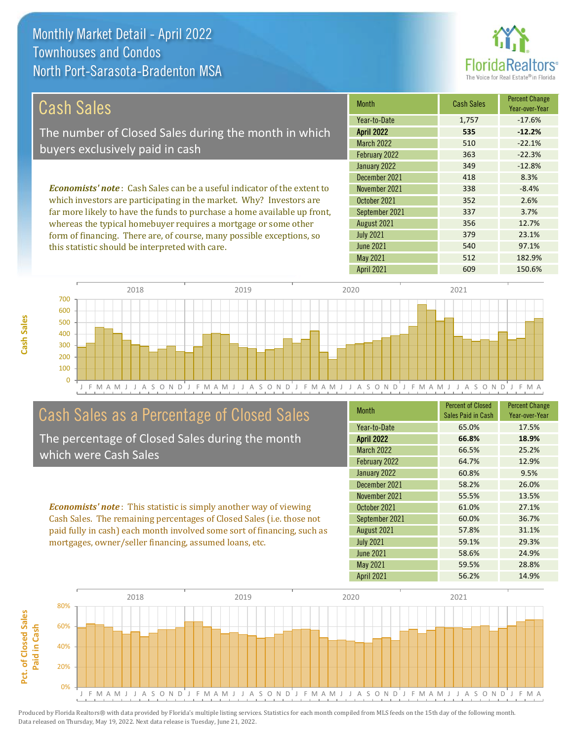# Monthly Market Detail - April 2022
## Townhouses and Condos
## North Port-Sarasota-Bradenton MSA

FloridaRealtors® The Voice for Real Estate® in Florida

## Cash Sales

The number of Closed Sales during the month in which buyers exclusively paid in cash

***Economists' note***: Cash Sales can be a useful indicator of the extent to which investors are participating in the market. Why? Investors are far more likely to have the funds to purchase a home available up front, whereas the typical homebuyer requires a mortgage or some other form of financing. There are, of course, many possible exceptions, so this statistic should be interpreted with care.

| Month | Cash Sales | Percent Change Year-over-Year |
|---|---|---|
| Year-to-Date | 1,757 | -17.6% |
| **April 2022** | **535** | **-12.2%** |
| March 2022 | 510 | -22.1% |
| February 2022 | 363 | -22.3% |
| January 2022 | 349 | -12.8% |
| December 2021 | 418 | 8.3% |
| November 2021 | 338 | -8.4% |
| October 2021 | 352 | 2.6% |
| September 2021 | 337 | 3.7% |
| August 2021 | 356 | 12.7% |
| July 2021 | 379 | 23.1% |
| June 2021 | 540 | 97.1% |
| May 2021 | 512 | 182.9% |
| April 2021 | 609 | 150.6% |

## Cash Sales as a Percentage of Closed Sales

The percentage of Closed Sales during the month which were Cash Sales

***Economists' note***: This statistic is simply another way of viewing Cash Sales. The remaining percentages of Closed Sales (i.e. those not paid fully in cash) each month involved some sort of financing, such as mortgages, owner/seller financing, assumed loans, etc.

| Month | Percent of Closed Sales Paid in Cash | Percent Change Year-over-Year |
|---|---|---|
| Year-to-Date | 65.0% | 17.5% |
| **April 2022** | **66.8%** | **18.9%** |
| March 2022 | 66.5% | 25.2% |
| February 2022 | 64.7% | 12.9% |
| January 2022 | 60.8% | 9.5% |
| December 2021 | 58.2% | 26.0% |
| November 2021 | 55.5% | 13.5% |
| October 2021 | 61.0% | 27.1% |
| September 2021 | 60.0% | 36.7% |
| August 2021 | 57.8% | 31.1% |
| July 2021 | 59.1% | 29.3% |
| June 2021 | 58.6% | 24.9% |
| May 2021 | 59.5% | 28.8% |
| April 2021 | 56.2% | 14.9% |

Produced by Florida Realtors® with data provided by Florida's multiple listing services. Statistics for each month compiled from MLS feeds on the 15th day of the following month. Data released on Thursday, May 19, 2022. Next data release is Tuesday, June 21, 2022.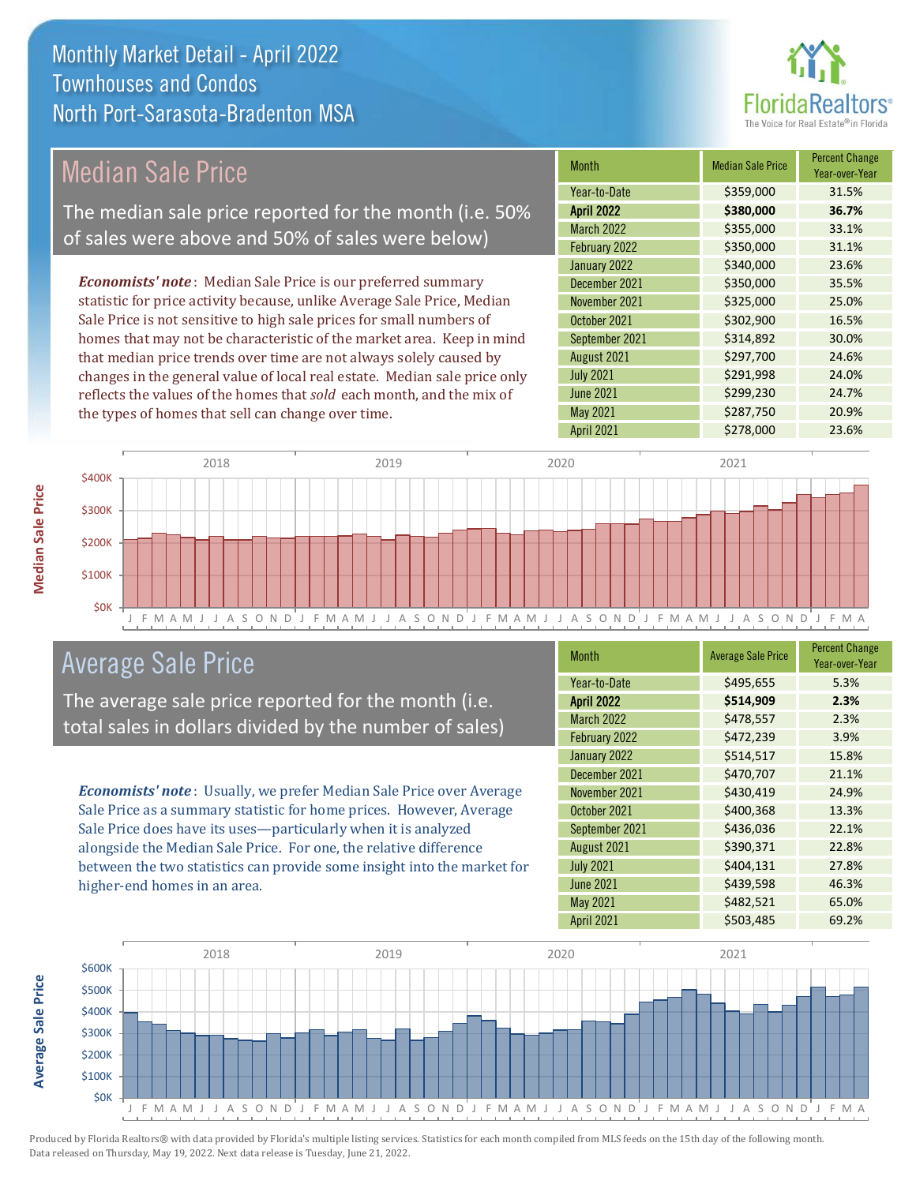# Monthly Market Detail - April 2022
## Townhouses and Condos
## North Port-Sarasota-Bradenton MSA

## Median Sale Price

The median sale price reported for the month (i.e. 50% of sales were above and 50% of sales were below)

***Economists' note***: Median Sale Price is our preferred summary statistic for price activity because, unlike Average Sale Price, Median Sale Price is not sensitive to high sale prices for small numbers of homes that may not be characteristic of the market area. Keep in mind that median price trends over time are not always solely caused by changes in the general value of local real estate. Median sale price only reflects the values of the homes that *sold* each month, and the mix of the types of homes that sell can change over time.

| Month | Median Sale Price | Percent Change Year-over-Year |
|---|---|---|
| Year-to-Date | $359,000 | 31.5% |
| **April 2022** | **$380,000** | **36.7%** |
| March 2022 | $355,000 | 33.1% |
| February 2022 | $350,000 | 31.1% |
| January 2022 | $340,000 | 23.6% |
| December 2021 | $350,000 | 35.5% |
| November 2021 | $325,000 | 25.0% |
| October 2021 | $302,900 | 16.5% |
| September 2021 | $314,892 | 30.0% |
| August 2021 | $297,700 | 24.6% |
| July 2021 | $291,998 | 24.0% |
| June 2021 | $299,230 | 24.7% |
| May 2021 | $287,750 | 20.9% |
| April 2021 | $278,000 | 23.6% |

## Average Sale Price

The average sale price reported for the month (i.e. total sales in dollars divided by the number of sales)

***Economists' note***: Usually, we prefer Median Sale Price over Average Sale Price as a summary statistic for home prices. However, Average Sale Price does have its uses—particularly when it is analyzed alongside the Median Sale Price. For one, the relative difference between the two statistics can provide some insight into the market for higher-end homes in an area.

| Month | Average Sale Price | Percent Change Year-over-Year |
|---|---|---|
| Year-to-Date | $495,655 | 5.3% |
| **April 2022** | **$514,909** | **2.3%** |
| March 2022 | $478,557 | 2.3% |
| February 2022 | $472,239 | 3.9% |
| January 2022 | $514,517 | 15.8% |
| December 2021 | $470,707 | 21.1% |
| November 2021 | $430,419 | 24.9% |
| October 2021 | $400,368 | 13.3% |
| September 2021 | $436,036 | 22.1% |
| August 2021 | $390,371 | 22.8% |
| July 2021 | $404,131 | 27.8% |
| June 2021 | $439,598 | 46.3% |
| May 2021 | $482,521 | 65.0% |
| April 2021 | $503,485 | 69.2% |

Produced by Florida Realtors® with data provided by Florida's multiple listing services. Statistics for each month compiled from MLS feeds on the 15th day of the following month. Data released on Thursday, May 19, 2022. Next data release is Tuesday, June 21, 2022.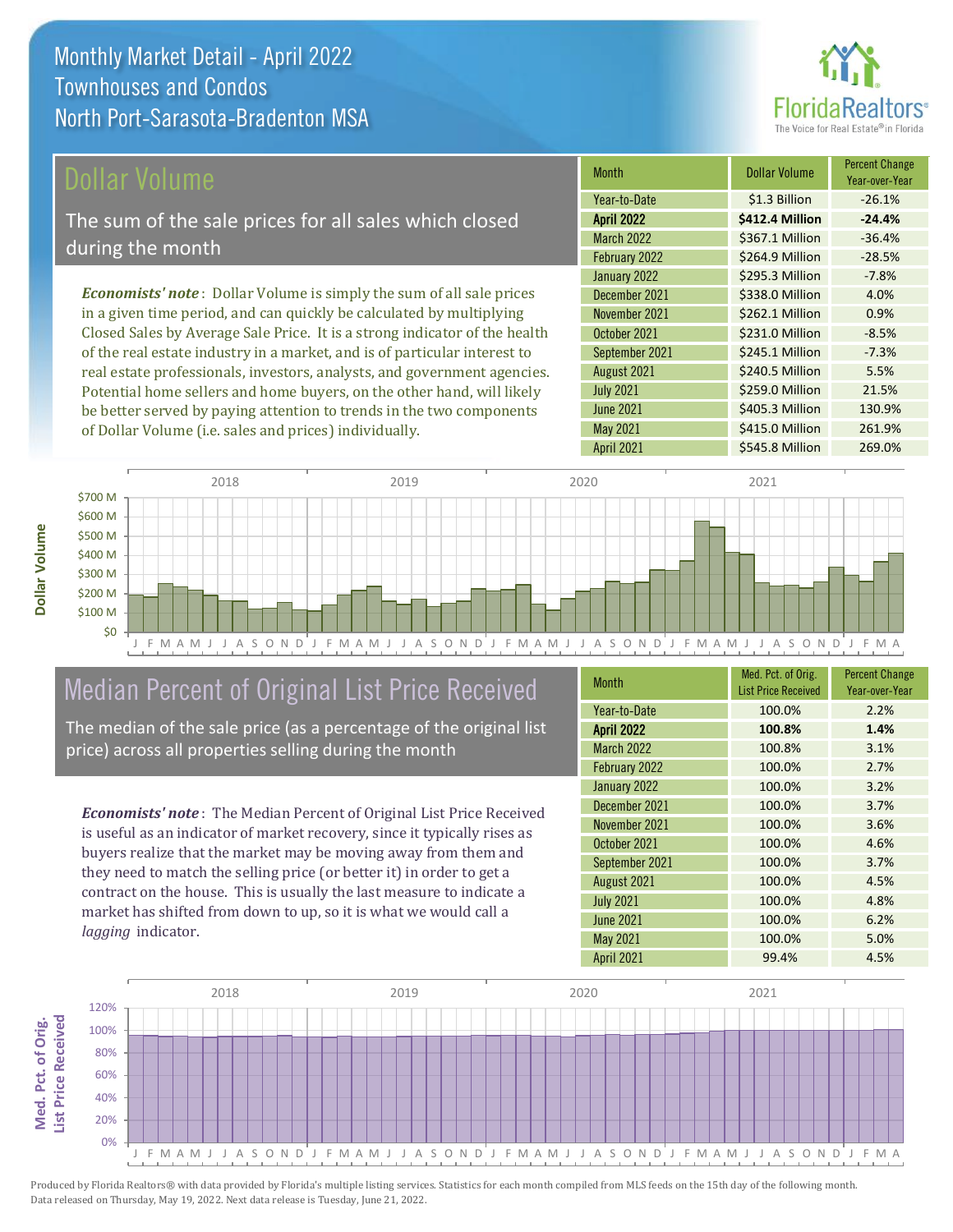# Monthly Market Detail - April 2022
## Townhouses and Condos
## North Port-Sarasota-Bradenton MSA

## Dollar Volume

The sum of the sale prices for all sales which closed during the month

*Economists' note*: Dollar Volume is simply the sum of all sale prices in a given time period, and can quickly be calculated by multiplying Closed Sales by Average Sale Price. It is a strong indicator of the health of the real estate industry in a market, and is of particular interest to real estate professionals, investors, analysts, and government agencies. Potential home sellers and home buyers, on the other hand, will likely be better served by paying attention to trends in the two components of Dollar Volume (i.e. sales and prices) individually.

| Month | Dollar Volume | Percent Change Year-over-Year |
|---|---|---|
| Year-to-Date | $1.3 Billion | -26.1% |
| **April 2022** | **$412.4 Million** | **-24.4%** |
| March 2022 | $367.1 Million | -36.4% |
| February 2022 | $264.9 Million | -28.5% |
| January 2022 | $295.3 Million | -7.8% |
| December 2021 | $338.0 Million | 4.0% |
| November 2021 | $262.1 Million | 0.9% |
| October 2021 | $231.0 Million | -8.5% |
| September 2021 | $245.1 Million | -7.3% |
| August 2021 | $240.5 Million | 5.5% |
| July 2021 | $259.0 Million | 21.5% |
| June 2021 | $405.3 Million | 130.9% |
| May 2021 | $415.0 Million | 261.9% |
| April 2021 | $545.8 Million | 269.0% |

## Median Percent of Original List Price Received

The median of the sale price (as a percentage of the original list price) across all properties selling during the month

*Economists' note*: The Median Percent of Original List Price Received is useful as an indicator of market recovery, since it typically rises as buyers realize that the market may be moving away from them and they need to match the selling price (or better it) in order to get a contract on the house. This is usually the last measure to indicate a market has shifted from down to up, so it is what we would call a *lagging* indicator.

| Month | Med. Pct. of Orig. List Price Received | Percent Change Year-over-Year |
|---|---|---|
| Year-to-Date | 100.0% | 2.2% |
| **April 2022** | **100.8%** | **1.4%** |
| March 2022 | 100.8% | 3.1% |
| February 2022 | 100.0% | 2.7% |
| January 2022 | 100.0% | 3.2% |
| December 2021 | 100.0% | 3.7% |
| November 2021 | 100.0% | 3.6% |
| October 2021 | 100.0% | 4.6% |
| September 2021 | 100.0% | 3.7% |
| August 2021 | 100.0% | 4.5% |
| July 2021 | 100.0% | 4.8% |
| June 2021 | 100.0% | 6.2% |
| May 2021 | 100.0% | 5.0% |
| April 2021 | 99.4% | 4.5% |

Produced by Florida Realtors® with data provided by Florida's multiple listing services. Statistics for each month compiled from MLS feeds on the 15th day of the following month. Data released on Thursday, May 19, 2022. Next data release is Tuesday, June 21, 2022.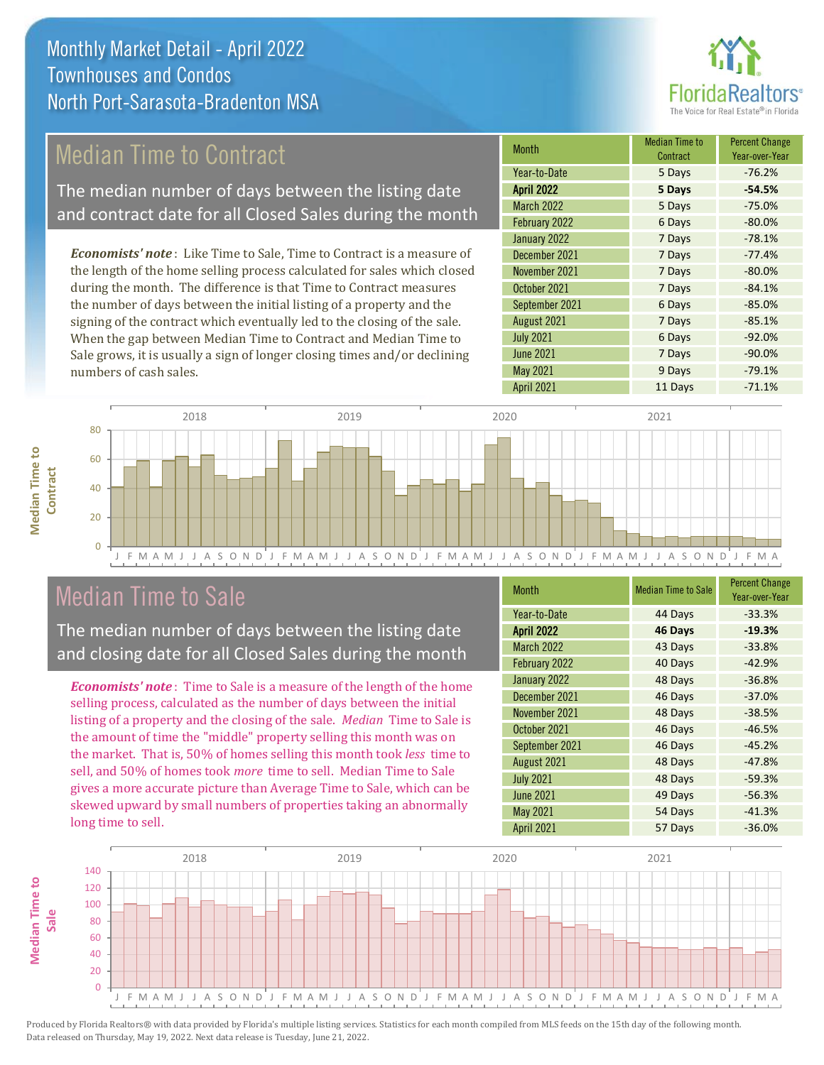# Monthly Market Detail - April 2022
## Townhouses and Condos
## North Port-Sarasota-Bradenton MSA

## Median Time to Contract

The median number of days between the listing date and contract date for all Closed Sales during the month

*Economists' note*: Like Time to Sale, Time to Contract is a measure of the length of the home selling process calculated for sales which closed during the month. The difference is that Time to Contract measures the number of days between the initial listing of a property and the signing of the contract which eventually led to the closing of the sale. When the gap between Median Time to Contract and Median Time to Sale grows, it is usually a sign of longer closing times and/or declining numbers of cash sales.

| Month | Median Time to Contract | Percent Change Year-over-Year |
|---|---|---|
| Year-to-Date | 5 Days | -76.2% |
| **April 2022** | **5 Days** | **-54.5%** |
| March 2022 | 5 Days | -75.0% |
| February 2022 | 6 Days | -80.0% |
| January 2022 | 7 Days | -78.1% |
| December 2021 | 7 Days | -77.4% |
| November 2021 | 7 Days | -80.0% |
| October 2021 | 7 Days | -84.1% |
| September 2021 | 6 Days | -85.0% |
| August 2021 | 7 Days | -85.1% |
| July 2021 | 6 Days | -92.0% |
| June 2021 | 7 Days | -90.0% |
| May 2021 | 9 Days | -79.1% |
| April 2021 | 11 Days | -71.1% |

## Median Time to Sale

The median number of days between the listing date and closing date for all Closed Sales during the month

*Economists' note*: Time to Sale is a measure of the length of the home selling process, calculated as the number of days between the initial listing of a property and the closing of the sale. *Median* Time to Sale is the amount of time the "middle" property selling this month was on the market. That is, 50% of homes selling this month took *less* time to sell, and 50% of homes took *more* time to sell. Median Time to Sale gives a more accurate picture than Average Time to Sale, which can be skewed upward by small numbers of properties taking an abnormally long time to sell.

| Month | Median Time to Sale | Percent Change Year-over-Year |
|---|---|---|
| Year-to-Date | 44 Days | -33.3% |
| **April 2022** | **46 Days** | **-19.3%** |
| March 2022 | 43 Days | -33.8% |
| February 2022 | 40 Days | -42.9% |
| January 2022 | 48 Days | -36.8% |
| December 2021 | 46 Days | -37.0% |
| November 2021 | 48 Days | -38.5% |
| October 2021 | 46 Days | -46.5% |
| September 2021 | 46 Days | -45.2% |
| August 2021 | 48 Days | -47.8% |
| July 2021 | 48 Days | -59.3% |
| June 2021 | 49 Days | -56.3% |
| May 2021 | 54 Days | -41.3% |
| April 2021 | 57 Days | -36.0% |

Produced by Florida Realtors® with data provided by Florida's multiple listing services. Statistics for each month compiled from MLS feeds on the 15th day of the following month. Data released on Thursday, May 19, 2022. Next data release is Tuesday, June 21, 2022.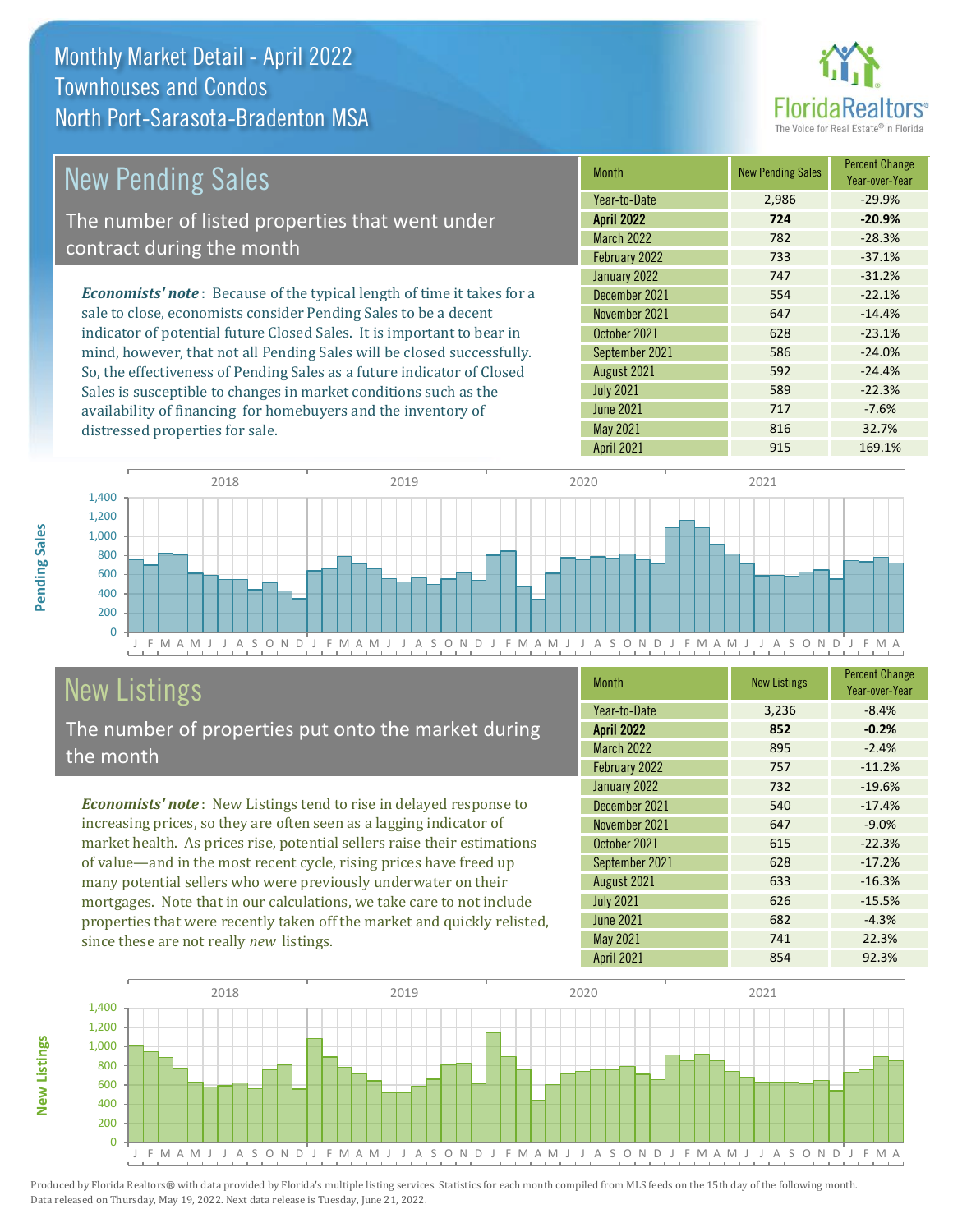# Monthly Market Detail - April 2022
## Townhouses and Condos
## North Port-Sarasota-Bradenton MSA

## New Pending Sales

The number of listed properties that went under contract during the month

***Economists' note***: Because of the typical length of time it takes for a sale to close, economists consider Pending Sales to be a decent indicator of potential future Closed Sales. It is important to bear in mind, however, that not all Pending Sales will be closed successfully. So, the effectiveness of Pending Sales as a future indicator of Closed Sales is susceptible to changes in market conditions such as the availability of financing for homebuyers and the inventory of distressed properties for sale.

| Month | New Pending Sales | Percent Change Year-over-Year |
|---|---|---|
| Year-to-Date | 2,986 | -29.9% |
| **April 2022** | **724** | **-20.9%** |
| March 2022 | 782 | -28.3% |
| February 2022 | 733 | -37.1% |
| January 2022 | 747 | -31.2% |
| December 2021 | 554 | -22.1% |
| November 2021 | 647 | -14.4% |
| October 2021 | 628 | -23.1% |
| September 2021 | 586 | -24.0% |
| August 2021 | 592 | -24.4% |
| July 2021 | 589 | -22.3% |
| June 2021 | 717 | -7.6% |
| May 2021 | 816 | 32.7% |
| April 2021 | 915 | 169.1% |

## New Listings

The number of properties put onto the market during the month

***Economists' note***: New Listings tend to rise in delayed response to increasing prices, so they are often seen as a lagging indicator of market health. As prices rise, potential sellers raise their estimations of value—and in the most recent cycle, rising prices have freed up many potential sellers who were previously underwater on their mortgages. Note that in our calculations, we take care to not include properties that were recently taken off the market and quickly relisted, since these are not really *new* listings.

| Month | New Listings | Percent Change Year-over-Year |
|---|---|---|
| Year-to-Date | 3,236 | -8.4% |
| **April 2022** | **852** | **-0.2%** |
| March 2022 | 895 | -2.4% |
| February 2022 | 757 | -11.2% |
| January 2022 | 732 | -19.6% |
| December 2021 | 540 | -17.4% |
| November 2021 | 647 | -9.0% |
| October 2021 | 615 | -22.3% |
| September 2021 | 628 | -17.2% |
| August 2021 | 633 | -16.3% |
| July 2021 | 626 | -15.5% |
| June 2021 | 682 | -4.3% |
| May 2021 | 741 | 22.3% |
| April 2021 | 854 | 92.3% |

Produced by Florida Realtors® with data provided by Florida's multiple listing services. Statistics for each month compiled from MLS feeds on the 15th day of the following month. Data released on Thursday, May 19, 2022. Next data release is Tuesday, June 21, 2022.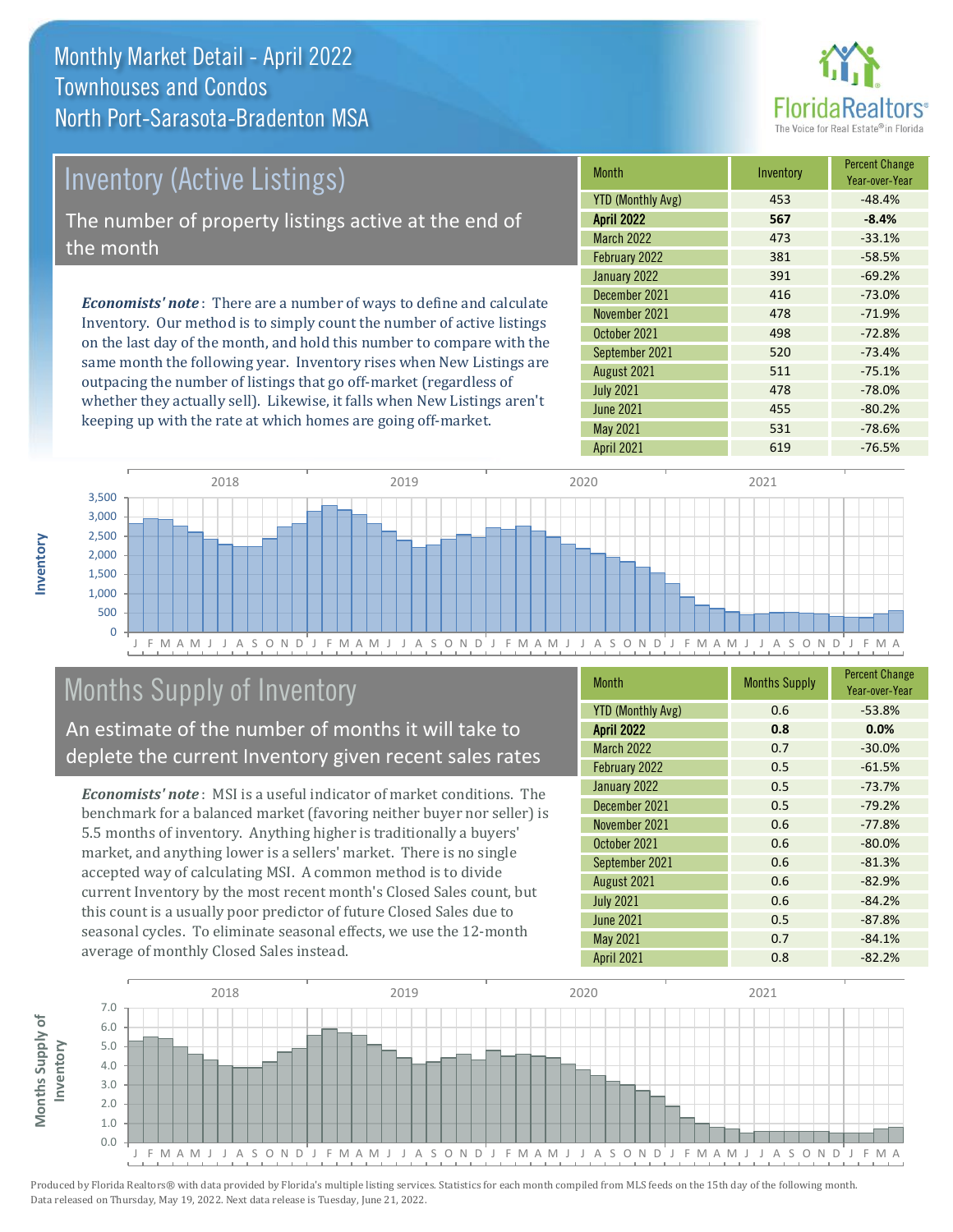# Monthly Market Detail - April 2022
## Townhouses and Condos
## North Port-Sarasota-Bradenton MSA

## Inventory (Active Listings)

The number of property listings active at the end of the month

***Economists' note***: There are a number of ways to define and calculate Inventory. Our method is to simply count the number of active listings on the last day of the month, and hold this number to compare with the same month the following year. Inventory rises when New Listings are outpacing the number of listings that go off-market (regardless of whether they actually sell). Likewise, it falls when New Listings aren't keeping up with the rate at which homes are going off-market.

| Month | Inventory | Percent Change Year-over-Year |
|---|---|---|
| YTD (Monthly Avg) | 453 | -48.4% |
| **April 2022** | **567** | **-8.4%** |
| March 2022 | 473 | -33.1% |
| February 2022 | 381 | -58.5% |
| January 2022 | 391 | -69.2% |
| December 2021 | 416 | -73.0% |
| November 2021 | 478 | -71.9% |
| October 2021 | 498 | -72.8% |
| September 2021 | 520 | -73.4% |
| August 2021 | 511 | -75.1% |
| July 2021 | 478 | -78.0% |
| June 2021 | 455 | -80.2% |
| May 2021 | 531 | -78.6% |
| April 2021 | 619 | -76.5% |

## Months Supply of Inventory

An estimate of the number of months it will take to deplete the current Inventory given recent sales rates

***Economists' note***: MSI is a useful indicator of market conditions. The benchmark for a balanced market (favoring neither buyer nor seller) is 5.5 months of inventory. Anything higher is traditionally a buyers' market, and anything lower is a sellers' market. There is no single accepted way of calculating MSI. A common method is to divide current Inventory by the most recent month's Closed Sales count, but this count is a usually poor predictor of future Closed Sales due to seasonal cycles. To eliminate seasonal effects, we use the 12-month average of monthly Closed Sales instead.

| Month | Months Supply | Percent Change Year-over-Year |
|---|---|---|
| YTD (Monthly Avg) | 0.6 | -53.8% |
| **April 2022** | **0.8** | **0.0%** |
| March 2022 | 0.7 | -30.0% |
| February 2022 | 0.5 | -61.5% |
| January 2022 | 0.5 | -73.7% |
| December 2021 | 0.5 | -79.2% |
| November 2021 | 0.6 | -77.8% |
| October 2021 | 0.6 | -80.0% |
| September 2021 | 0.6 | -81.3% |
| August 2021 | 0.6 | -82.9% |
| July 2021 | 0.6 | -84.2% |
| June 2021 | 0.5 | -87.8% |
| May 2021 | 0.7 | -84.1% |
| April 2021 | 0.8 | -82.2% |

Produced by Florida Realtors® with data provided by Florida's multiple listing services. Statistics for each month compiled from MLS feeds on the 15th day of the following month. Data released on Thursday, May 19, 2022. Next data release is Tuesday, June 21, 2022.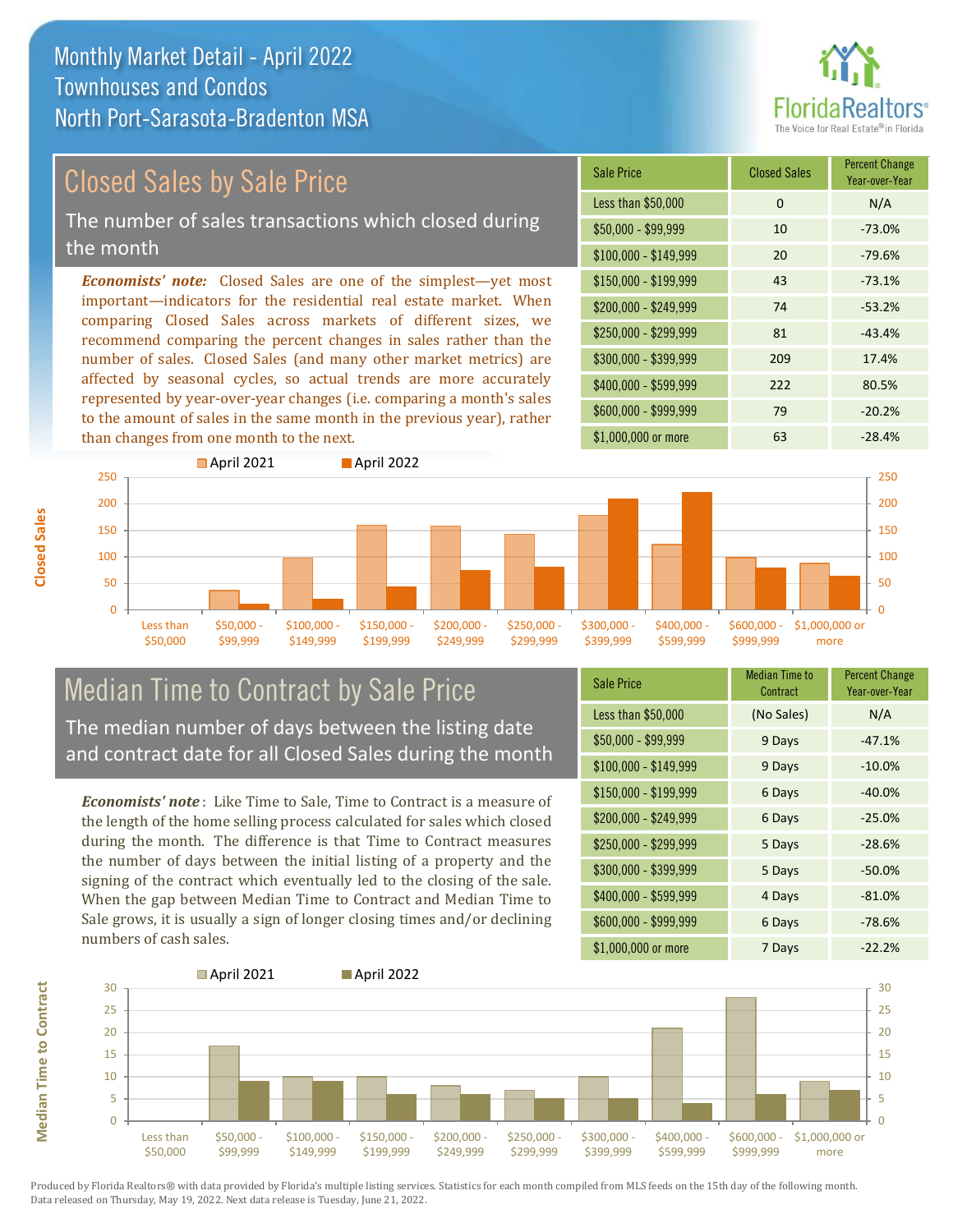# Monthly Market Detail - April 2022
## Townhouses and Condos
## North Port-Sarasota-Bradenton MSA

## Closed Sales by Sale Price

The number of sales transactions which closed during the month

***Economists' note:*** Closed Sales are one of the simplest—yet most important—indicators for the residential real estate market. When comparing Closed Sales across markets of different sizes, we recommend comparing the percent changes in sales rather than the number of sales. Closed Sales (and many other market metrics) are affected by seasonal cycles, so actual trends are more accurately represented by year-over-year changes (i.e. comparing a month's sales to the amount of sales in the same month in the previous year), rather than changes from one month to the next.

| Sale Price | Closed Sales | Percent Change Year-over-Year |
|---|---|---|
| Less than $50,000 | 0 | N/A |
| $50,000 - $99,999 | 10 | -73.0% |
| $100,000 - $149,999 | 20 | -79.6% |
| $150,000 - $199,999 | 43 | -73.1% |
| $200,000 - $249,999 | 74 | -53.2% |
| $250,000 - $299,999 | 81 | -43.4% |
| $300,000 - $399,999 | 209 | 17.4% |
| $400,000 - $599,999 | 222 | 80.5% |
| $600,000 - $999,999 | 79 | -20.2% |
| $1,000,000 or more | 63 | -28.4% |

## Median Time to Contract by Sale Price

The median number of days between the listing date and contract date for all Closed Sales during the month

***Economists' note*** : Like Time to Sale, Time to Contract is a measure of the length of the home selling process calculated for sales which closed during the month. The difference is that Time to Contract measures the number of days between the initial listing of a property and the signing of the contract which eventually led to the closing of the sale. When the gap between Median Time to Contract and Median Time to Sale grows, it is usually a sign of longer closing times and/or declining numbers of cash sales.

| Sale Price | Median Time to Contract | Percent Change Year-over-Year |
|---|---|---|
| Less than $50,000 | (No Sales) | N/A |
| $50,000 - $99,999 | 9 Days | -47.1% |
| $100,000 - $149,999 | 9 Days | -10.0% |
| $150,000 - $199,999 | 6 Days | -40.0% |
| $200,000 - $249,999 | 6 Days | -25.0% |
| $250,000 - $299,999 | 5 Days | -28.6% |
| $300,000 - $399,999 | 5 Days | -50.0% |
| $400,000 - $599,999 | 4 Days | -81.0% |
| $600,000 - $999,999 | 6 Days | -78.6% |
| $1,000,000 or more | 7 Days | -22.2% |

Produced by Florida Realtors® with data provided by Florida's multiple listing services. Statistics for each month compiled from MLS feeds on the 15th day of the following month. Data released on Thursday, May 19, 2022. Next data release is Tuesday, June 21, 2022.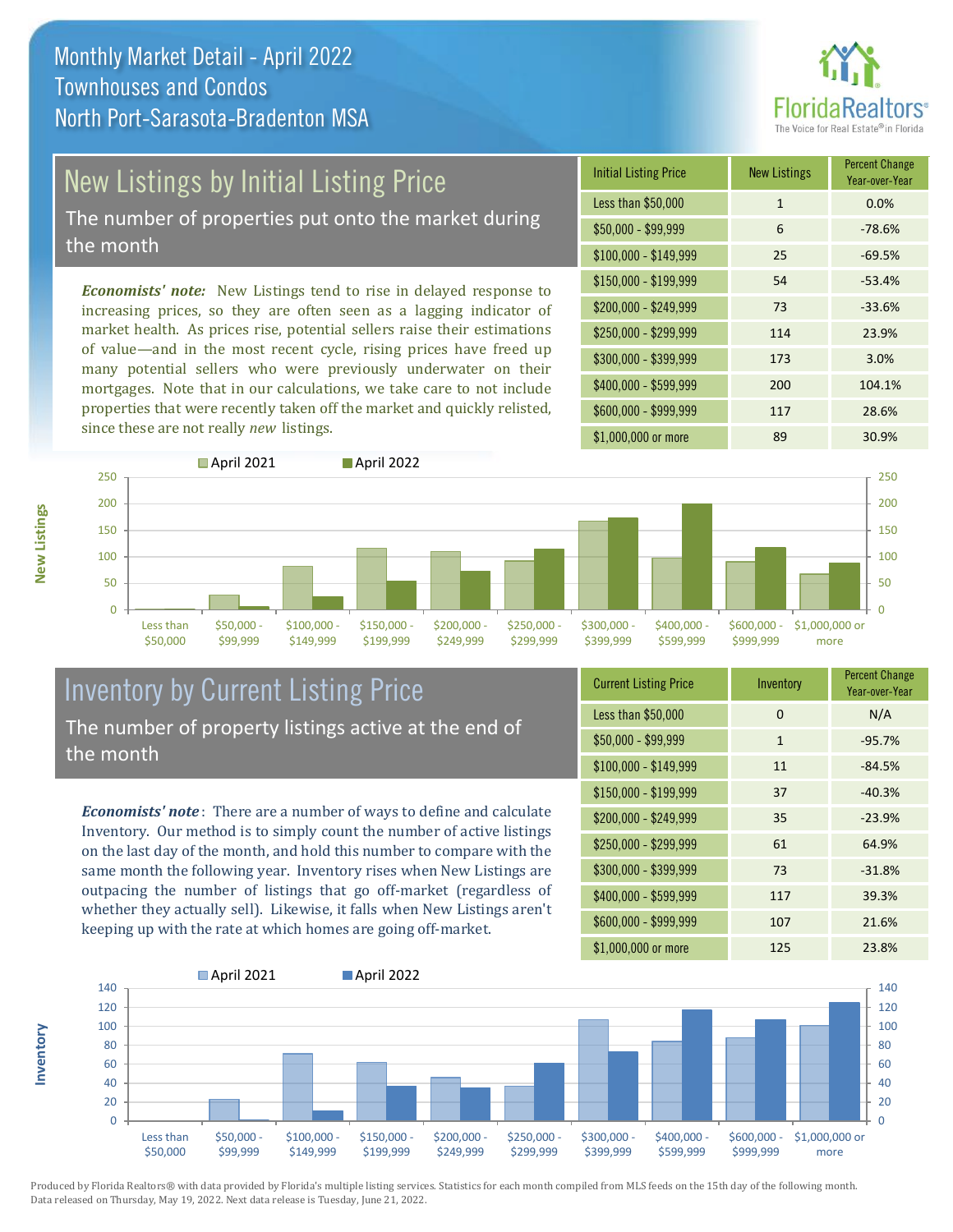# Monthly Market Detail - April 2022
## Townhouses and Condos
## North Port-Sarasota-Bradenton MSA

## New Listings by Initial Listing Price

The number of properties put onto the market during the month

*Economists' note:* New Listings tend to rise in delayed response to increasing prices, so they are often seen as a lagging indicator of market health. As prices rise, potential sellers raise their estimations of value—and in the most recent cycle, rising prices have freed up many potential sellers who were previously underwater on their mortgages. Note that in our calculations, we take care to not include properties that were recently taken off the market and quickly relisted, since these are not really *new* listings.

| Initial Listing Price | New Listings | Percent Change Year-over-Year |
|---|---|---|
| Less than $50,000 | 1 | 0.0% |
| $50,000 - $99,999 | 6 | -78.6% |
| $100,000 - $149,999 | 25 | -69.5% |
| $150,000 - $199,999 | 54 | -53.4% |
| $200,000 - $249,999 | 73 | -33.6% |
| $250,000 - $299,999 | 114 | 23.9% |
| $300,000 - $399,999 | 173 | 3.0% |
| $400,000 - $599,999 | 200 | 104.1% |
| $600,000 - $999,999 | 117 | 28.6% |
| $1,000,000 or more | 89 | 30.9% |

## Inventory by Current Listing Price

The number of property listings active at the end of the month

*Economists' note*: There are a number of ways to define and calculate Inventory. Our method is to simply count the number of active listings on the last day of the month, and hold this number to compare with the same month the following year. Inventory rises when New Listings are outpacing the number of listings that go off-market (regardless of whether they actually sell). Likewise, it falls when New Listings aren't keeping up with the rate at which homes are going off-market.

| Current Listing Price | Inventory | Percent Change Year-over-Year |
|---|---|---|
| Less than $50,000 | 0 | N/A |
| $50,000 - $99,999 | 1 | -95.7% |
| $100,000 - $149,999 | 11 | -84.5% |
| $150,000 - $199,999 | 37 | -40.3% |
| $200,000 - $249,999 | 35 | -23.9% |
| $250,000 - $299,999 | 61 | 64.9% |
| $300,000 - $399,999 | 73 | -31.8% |
| $400,000 - $599,999 | 117 | 39.3% |
| $600,000 - $999,999 | 107 | 21.6% |
| $1,000,000 or more | 125 | 23.8% |

Produced by Florida Realtors® with data provided by Florida's multiple listing services. Statistics for each month compiled from MLS feeds on the 15th day of the following month. Data released on Thursday, May 19, 2022. Next data release is Tuesday, June 21, 2022.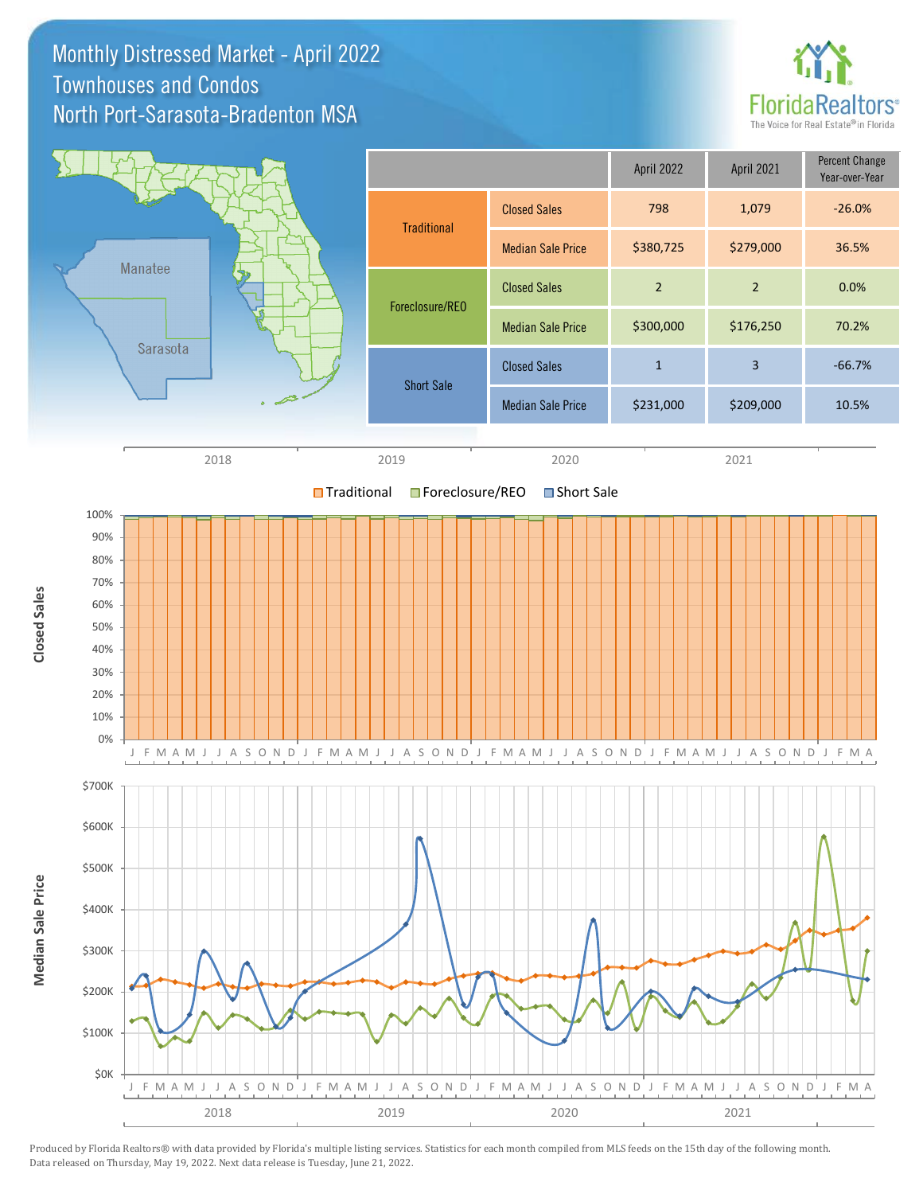# Monthly Distressed Market - April 2022
## Townhouses and Condos
## North Port-Sarasota-Bradenton MSA

FloridaRealtors®
The Voice for Real Estate® in Florida

Manatee
Sarasota

| | | April 2022 | April 2021 | Percent Change Year-over-Year |
|---|---|---|---|---|
| Traditional | Closed Sales | 798 | 1,079 | -26.0% |
| | Median Sale Price | $380,725 | $279,000 | 36.5% |
| Foreclosure/REO | Closed Sales | 2 | 2 | 0.0% |
| | Median Sale Price | $300,000 | $176,250 | 70.2% |
| Short Sale | Closed Sales | 1 | 3 | -66.7% |
| | Median Sale Price | $231,000 | $209,000 | 10.5% |

2018 2019 2020 2021

Traditional Foreclosure/REO Short Sale

Closed Sales

100% 90% 80% 70% 60% 50% 40% 30% 20% 10% 0%

J F M A M J J A S O N D J F M A M J J A S O N D J F M A M J J A S O N D J F M A M J J A S O N D J F M A

Median Sale Price

$700K $600K $500K $400K $300K $200K $100K $0K

J F M A M J J A S O N D J F M A M J J A S O N D J F M A M J J A S O N D J F M A M J J A S O N D J F M A

2018 2019 2020 2021

Produced by Florida Realtors® with data provided by Florida's multiple listing services. Statistics for each month compiled from MLS feeds on the 15th day of the following month. Data released on Thursday, May 19, 2022. Next data release is Tuesday, June 21, 2022.